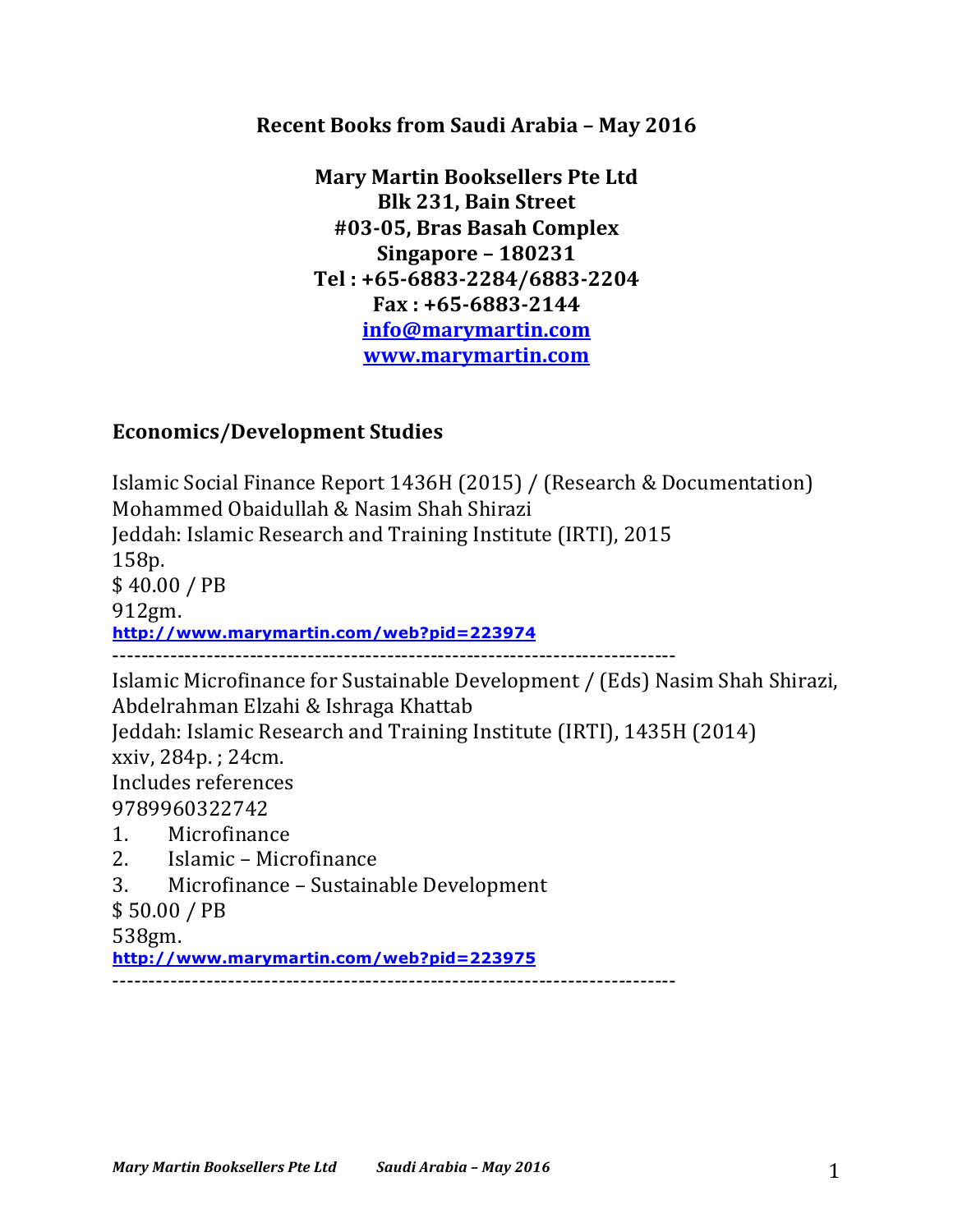**Recent Books from Saudi Arabia – May 2016**

**Mary Martin Booksellers Pte Ltd**
**Blk 231, Bain Street**
**#03-05, Bras Basah Complex**
**Singapore – 180231**
**Tel : +65-6883-2284/6883-2204**
**Fax : +65-6883-2144**
**info@marymartin.com**
**www.marymartin.com**

## Economics/Development Studies

Islamic Social Finance Report 1436H (2015) / (Research & Documentation)
Mohammed Obaidullah & Nasim Shah Shirazi
Jeddah: Islamic Research and Training Institute (IRTI), 2015
158p.
$ 40.00 / PB
912gm.
**http://www.marymartin.com/web?pid=223974**

------------------------------------------------------------------------------

Islamic Microfinance for Sustainable Development / (Eds) Nasim Shah Shirazi, Abdelrahman Elzahi & Ishraga Khattab
Jeddah: Islamic Research and Training Institute (IRTI), 1435H (2014)
xxiv, 284p. ; 24cm.
Includes references
9789960322742

1. Microfinance
2. Islamic – Microfinance
3. Microfinance – Sustainable Development

$ 50.00 / PB
538gm.
**http://www.marymartin.com/web?pid=223975**

------------------------------------------------------------------------------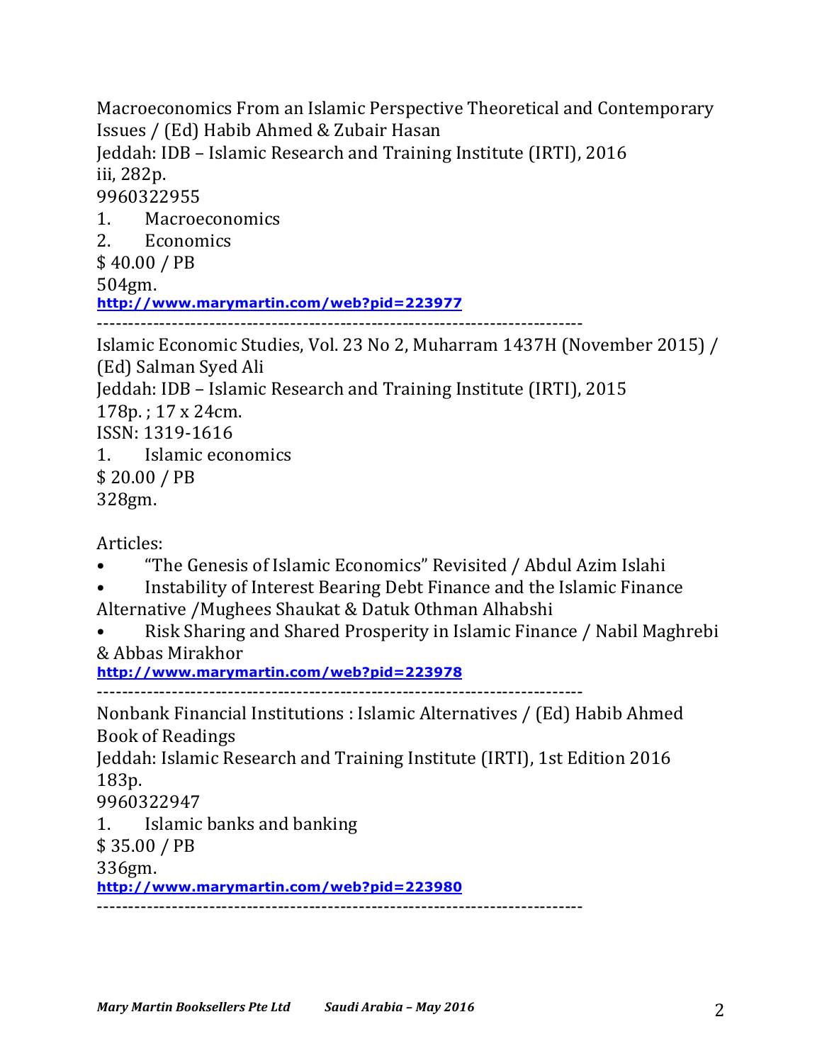Macroeconomics From an Islamic Perspective Theoretical and Contemporary Issues / (Ed) Habib Ahmed & Zubair Hasan
Jeddah: IDB – Islamic Research and Training Institute (IRTI), 2016
iii, 282p.
9960322955

1. Macroeconomics
2. Economics

$ 40.00 / PB
504gm.
**http://www.marymartin.com/web?pid=223977**

-------------------------------------------------------------------------------

Islamic Economic Studies, Vol. 23 No 2, Muharram 1437H (November 2015) / (Ed) Salman Syed Ali
Jeddah: IDB – Islamic Research and Training Institute (IRTI), 2015
178p. ; 17 x 24cm.
ISSN: 1319-1616

1. Islamic economics

$ 20.00 / PB
328gm.

Articles:

- "The Genesis of Islamic Economics" Revisited / Abdul Azim Islahi
- Instability of Interest Bearing Debt Finance and the Islamic Finance Alternative /Mughees Shaukat & Datuk Othman Alhabshi
- Risk Sharing and Shared Prosperity in Islamic Finance / Nabil Maghrebi & Abbas Mirakhor

**http://www.marymartin.com/web?pid=223978**

-------------------------------------------------------------------------------

Nonbank Financial Institutions : Islamic Alternatives / (Ed) Habib Ahmed
Book of Readings
Jeddah: Islamic Research and Training Institute (IRTI), 1st Edition 2016
183p.
9960322947

1. Islamic banks and banking

$ 35.00 / PB
336gm.
**http://www.marymartin.com/web?pid=223980**

-------------------------------------------------------------------------------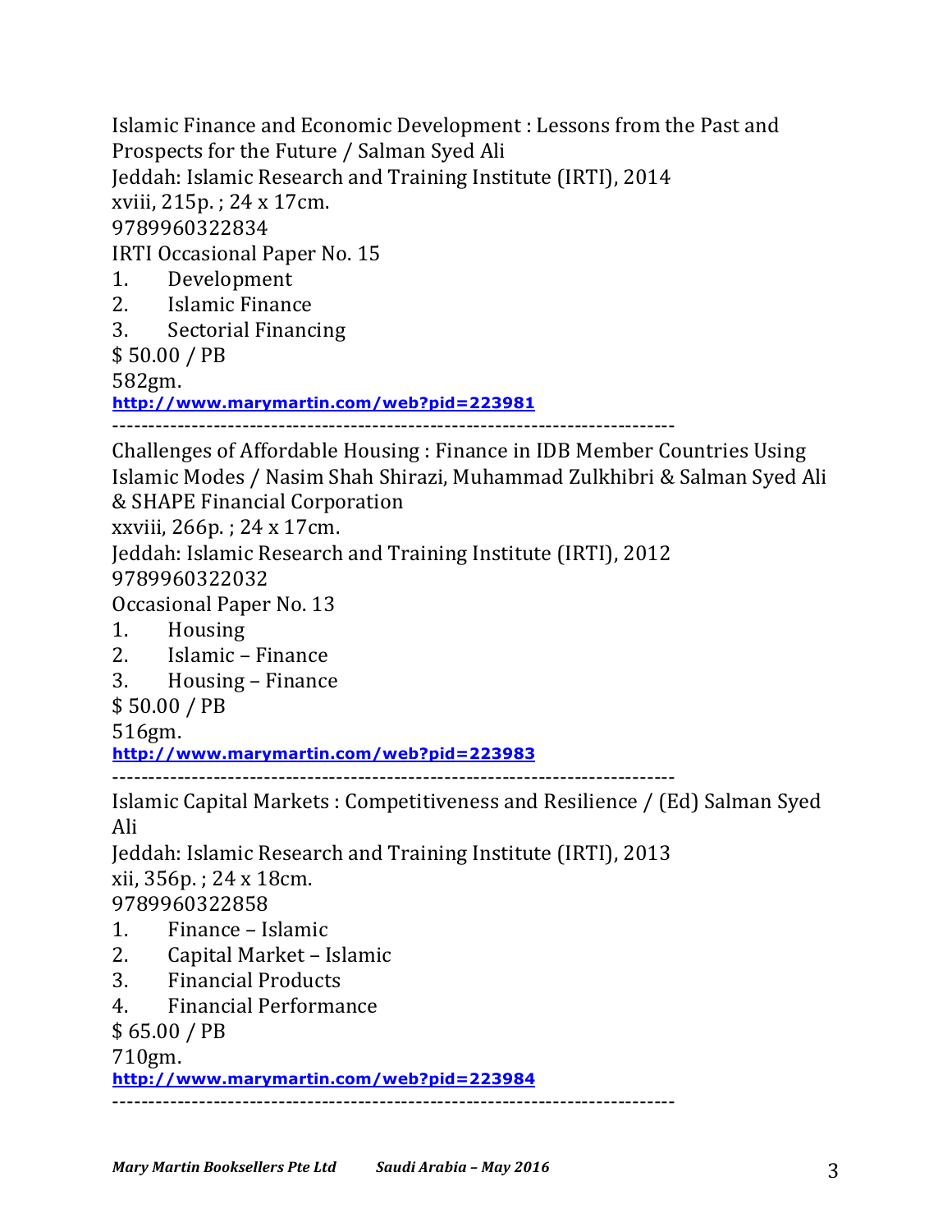Islamic Finance and Economic Development : Lessons from the Past and Prospects for the Future / Salman Syed Ali
Jeddah: Islamic Research and Training Institute (IRTI), 2014
xviii, 215p. ; 24 x 17cm.
9789960322834
IRTI Occasional Paper No. 15

1. Development
2. Islamic Finance
3. Sectorial Financing

$ 50.00 / PB
582gm.
http://www.marymartin.com/web?pid=223981

---

Challenges of Affordable Housing : Finance in IDB Member Countries Using Islamic Modes / Nasim Shah Shirazi, Muhammad Zulkhibri & Salman Syed Ali & SHAPE Financial Corporation
xxviii, 266p. ; 24 x 17cm.
Jeddah: Islamic Research and Training Institute (IRTI), 2012
9789960322032
Occasional Paper No. 13

1. Housing
2. Islamic – Finance
3. Housing – Finance

$ 50.00 / PB
516gm.
http://www.marymartin.com/web?pid=223983

---

Islamic Capital Markets : Competitiveness and Resilience / (Ed) Salman Syed Ali
Jeddah: Islamic Research and Training Institute (IRTI), 2013
xii, 356p. ; 24 x 18cm.
9789960322858

1. Finance – Islamic
2. Capital Market – Islamic
3. Financial Products
4. Financial Performance

$ 65.00 / PB
710gm.
http://www.marymartin.com/web?pid=223984

---